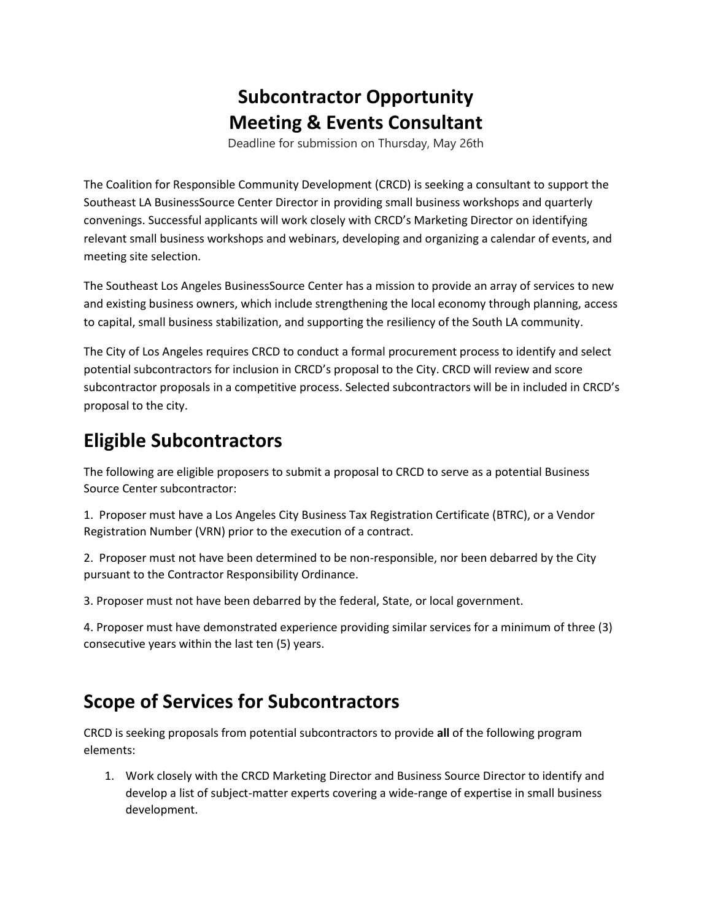# Subcontractor Opportunity
# Meeting & Events Consultant

Deadline for submission on Thursday, May 26th

The Coalition for Responsible Community Development (CRCD) is seeking a consultant to support the Southeast LA BusinessSource Center Director in providing small business workshops and quarterly convenings. Successful applicants will work closely with CRCD's Marketing Director on identifying relevant small business workshops and webinars, developing and organizing a calendar of events, and meeting site selection.

The Southeast Los Angeles BusinessSource Center has a mission to provide an array of services to new and existing business owners, which include strengthening the local economy through planning, access to capital, small business stabilization, and supporting the resiliency of the South LA community.

The City of Los Angeles requires CRCD to conduct a formal procurement process to identify and select potential subcontractors for inclusion in CRCD's proposal to the City. CRCD will review and score subcontractor proposals in a competitive process. Selected subcontractors will be in included in CRCD's proposal to the city.

## Eligible Subcontractors

The following are eligible proposers to submit a proposal to CRCD to serve as a potential Business Source Center subcontractor:

1. Proposer must have a Los Angeles City Business Tax Registration Certificate (BTRC), or a Vendor Registration Number (VRN) prior to the execution of a contract.

2. Proposer must not have been determined to be non-responsible, nor been debarred by the City pursuant to the Contractor Responsibility Ordinance.

3. Proposer must not have been debarred by the federal, State, or local government.

4. Proposer must have demonstrated experience providing similar services for a minimum of three (3) consecutive years within the last ten (5) years.

## Scope of Services for Subcontractors

CRCD is seeking proposals from potential subcontractors to provide **all** of the following program elements:

1. Work closely with the CRCD Marketing Director and Business Source Director to identify and develop a list of subject-matter experts covering a wide-range of expertise in small business development.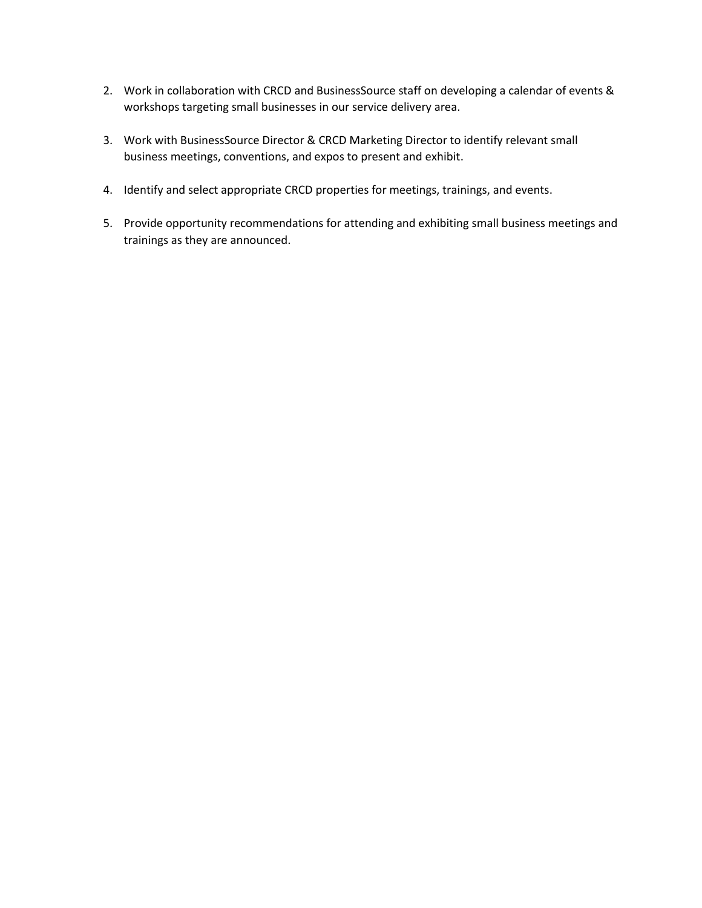2. Work in collaboration with CRCD and BusinessSource staff on developing a calendar of events & workshops targeting small businesses in our service delivery area.

3. Work with BusinessSource Director & CRCD Marketing Director to identify relevant small business meetings, conventions, and expos to present and exhibit.

4. Identify and select appropriate CRCD properties for meetings, trainings, and events.

5. Provide opportunity recommendations for attending and exhibiting small business meetings and trainings as they are announced.